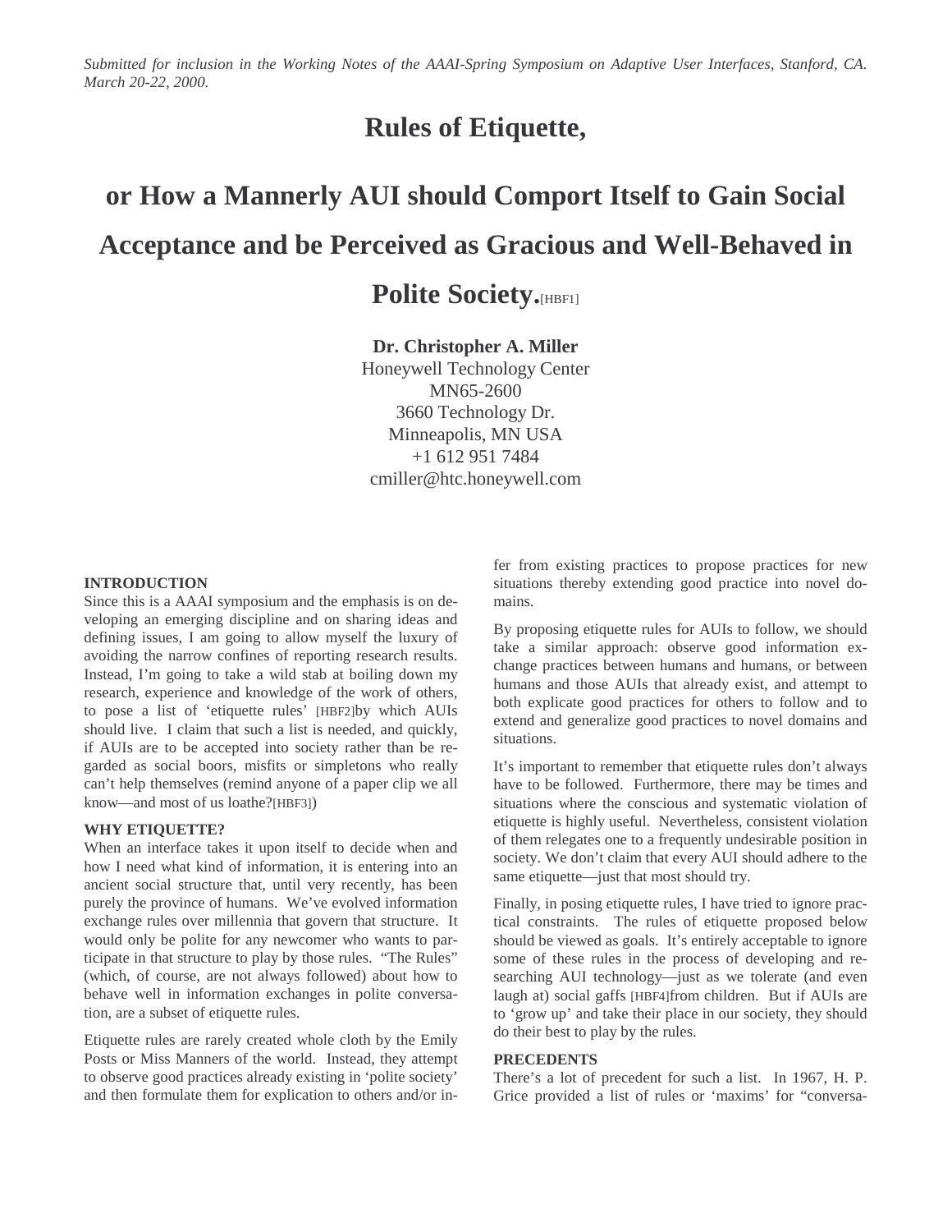*Submitted for inclusion in the Working Notes of the AAAI-Spring Symposium on Adaptive User Interfaces, Stanford, CA. March 20-22, 2000.*

# Rules of Etiquette,

# or How a Mannerly AUI should Comport Itself to Gain Social Acceptance and be Perceived as Gracious and Well-Behaved in Polite Society.[HBF1]

**Dr. Christopher A. Miller**
Honeywell Technology Center
MN65-2600
3660 Technology Dr.
Minneapolis, MN USA
+1 612 951 7484
cmiller@htc.honeywell.com

### INTRODUCTION

Since this is a AAAI symposium and the emphasis is on developing an emerging discipline and on sharing ideas and defining issues, I am going to allow myself the luxury of avoiding the narrow confines of reporting research results. Instead, I'm going to take a wild stab at boiling down my research, experience and knowledge of the work of others, to pose a list of 'etiquette rules' [HBF2]by which AUIs should live. I claim that such a list is needed, and quickly, if AUIs are to be accepted into society rather than be regarded as social boors, misfits or simpletons who really can't help themselves (remind anyone of a paper clip we all know—and most of us loathe?[HBF3])

### WHY ETIQUETTE?

When an interface takes it upon itself to decide when and how I need what kind of information, it is entering into an ancient social structure that, until very recently, has been purely the province of humans. We've evolved information exchange rules over millennia that govern that structure. It would only be polite for any newcomer who wants to participate in that structure to play by those rules. "The Rules" (which, of course, are not always followed) about how to behave well in information exchanges in polite conversation, are a subset of etiquette rules.

Etiquette rules are rarely created whole cloth by the Emily Posts or Miss Manners of the world. Instead, they attempt to observe good practices already existing in 'polite society' and then formulate them for explication to others and/or infer from existing practices to propose practices for new situations thereby extending good practice into novel domains.

By proposing etiquette rules for AUIs to follow, we should take a similar approach: observe good information exchange practices between humans and humans, or between humans and those AUIs that already exist, and attempt to both explicate good practices for others to follow and to extend and generalize good practices to novel domains and situations.

It's important to remember that etiquette rules don't always have to be followed. Furthermore, there may be times and situations where the conscious and systematic violation of etiquette is highly useful. Nevertheless, consistent violation of them relegates one to a frequently undesirable position in society. We don't claim that every AUI should adhere to the same etiquette—just that most should try.

Finally, in posing etiquette rules, I have tried to ignore practical constraints. The rules of etiquette proposed below should be viewed as goals. It's entirely acceptable to ignore some of these rules in the process of developing and researching AUI technology—just as we tolerate (and even laugh at) social gaffs [HBF4]from children. But if AUIs are to 'grow up' and take their place in our society, they should do their best to play by the rules.

### PRECEDENTS

There's a lot of precedent for such a list. In 1967, H. P. Grice provided a list of rules or 'maxims' for "conversa-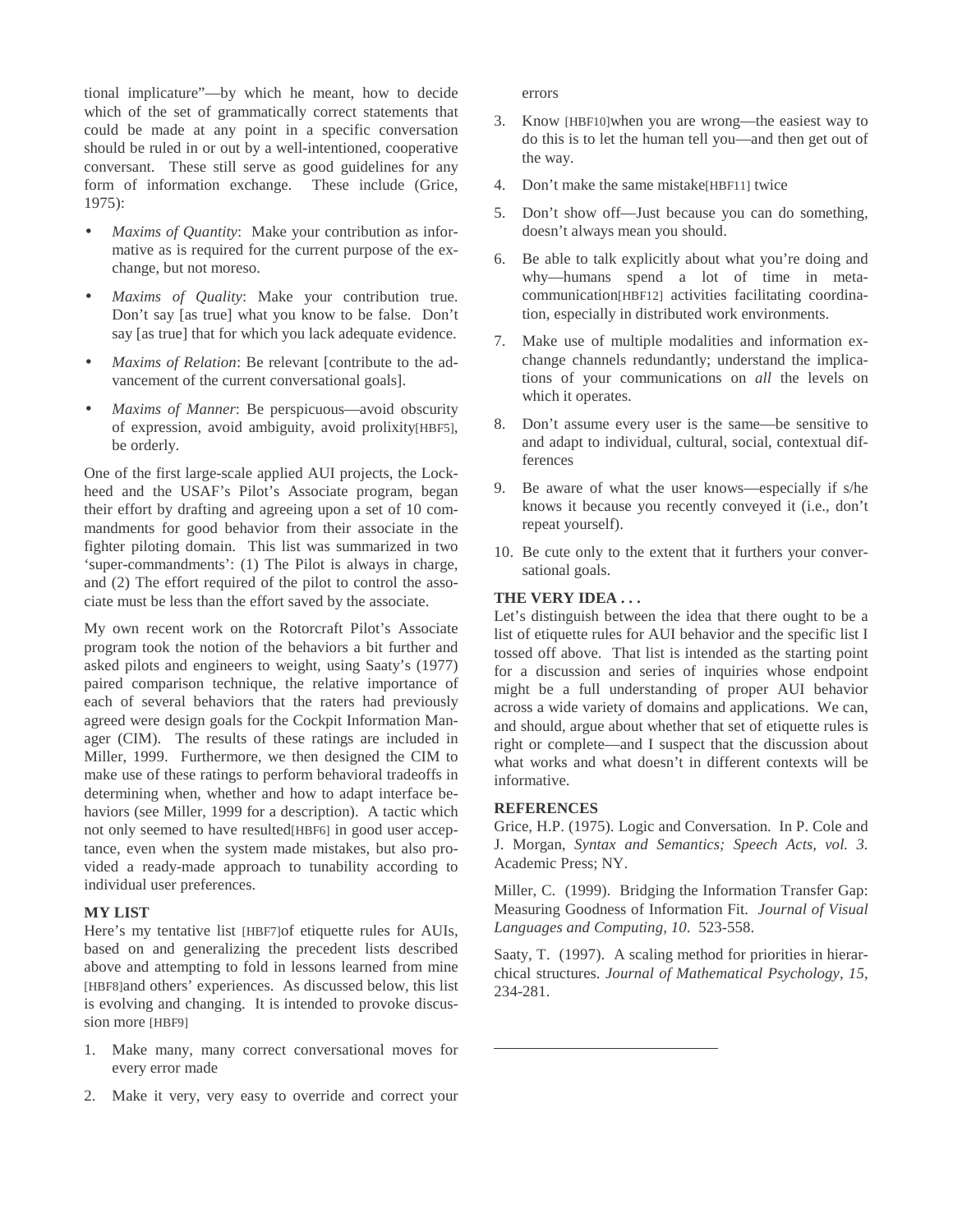tional implicature"—by which he meant, how to decide which of the set of grammatically correct statements that could be made at any point in a specific conversation should be ruled in or out by a well-intentioned, cooperative conversant. These still serve as good guidelines for any form of information exchange. These include (Grice, 1975):

- *Maxims of Quantity*: Make your contribution as informative as is required for the current purpose of the exchange, but not moreso.
- *Maxims of Quality*: Make your contribution true. Don't say [as true] what you know to be false. Don't say [as true] that for which you lack adequate evidence.
- *Maxims of Relation*: Be relevant [contribute to the advancement of the current conversational goals].
- *Maxims of Manner*: Be perspicuous—avoid obscurity of expression, avoid ambiguity, avoid prolixity[HBF5], be orderly.

One of the first large-scale applied AUI projects, the Lockheed and the USAF's Pilot's Associate program, began their effort by drafting and agreeing upon a set of 10 commandments for good behavior from their associate in the fighter piloting domain. This list was summarized in two 'super-commandments': (1) The Pilot is always in charge, and (2) The effort required of the pilot to control the associate must be less than the effort saved by the associate.

My own recent work on the Rotorcraft Pilot's Associate program took the notion of the behaviors a bit further and asked pilots and engineers to weight, using Saaty's (1977) paired comparison technique, the relative importance of each of several behaviors that the raters had previously agreed were design goals for the Cockpit Information Manager (CIM). The results of these ratings are included in Miller, 1999. Furthermore, we then designed the CIM to make use of these ratings to perform behavioral tradeoffs in determining when, whether and how to adapt interface behaviors (see Miller, 1999 for a description). A tactic which not only seemed to have resulted[HBF6] in good user acceptance, even when the system made mistakes, but also provided a ready-made approach to tunability according to individual user preferences.

**MY LIST**

Here's my tentative list [HBF7]of etiquette rules for AUIs, based on and generalizing the precedent lists described above and attempting to fold in lessons learned from mine [HBF8]and others' experiences. As discussed below, this list is evolving and changing. It is intended to provoke discussion more [HBF9]

1. Make many, many correct conversational moves for every error made
2. Make it very, very easy to override and correct your errors
3. Know [HBF10]when you are wrong—the easiest way to do this is to let the human tell you—and then get out of the way.
4. Don't make the same mistake[HBF11] twice
5. Don't show off—Just because you can do something, doesn't always mean you should.
6. Be able to talk explicitly about what you're doing and why—humans spend a lot of time in meta-communication[HBF12] activities facilitating coordination, especially in distributed work environments.
7. Make use of multiple modalities and information exchange channels redundantly; understand the implications of your communications on *all* the levels on which it operates.
8. Don't assume every user is the same—be sensitive to and adapt to individual, cultural, social, contextual differences
9. Be aware of what the user knows—especially if s/he knows it because you recently conveyed it (i.e., don't repeat yourself).
10. Be cute only to the extent that it furthers your conversational goals.

**THE VERY IDEA . . .**

Let's distinguish between the idea that there ought to be a list of etiquette rules for AUI behavior and the specific list I tossed off above. That list is intended as the starting point for a discussion and series of inquiries whose endpoint might be a full understanding of proper AUI behavior across a wide variety of domains and applications. We can, and should, argue about whether that set of etiquette rules is right or complete—and I suspect that the discussion about what works and what doesn't in different contexts will be informative.

**REFERENCES**

Grice, H.P. (1975). Logic and Conversation. In P. Cole and J. Morgan, *Syntax and Semantics; Speech Acts, vol. 3.* Academic Press; NY.

Miller, C. (1999). Bridging the Information Transfer Gap: Measuring Goodness of Information Fit. *Journal of Visual Languages and Computing, 10*. 523-558.

Saaty, T. (1997). A scaling method for priorities in hierarchical structures. *Journal of Mathematical Psychology, 15*, 234-281.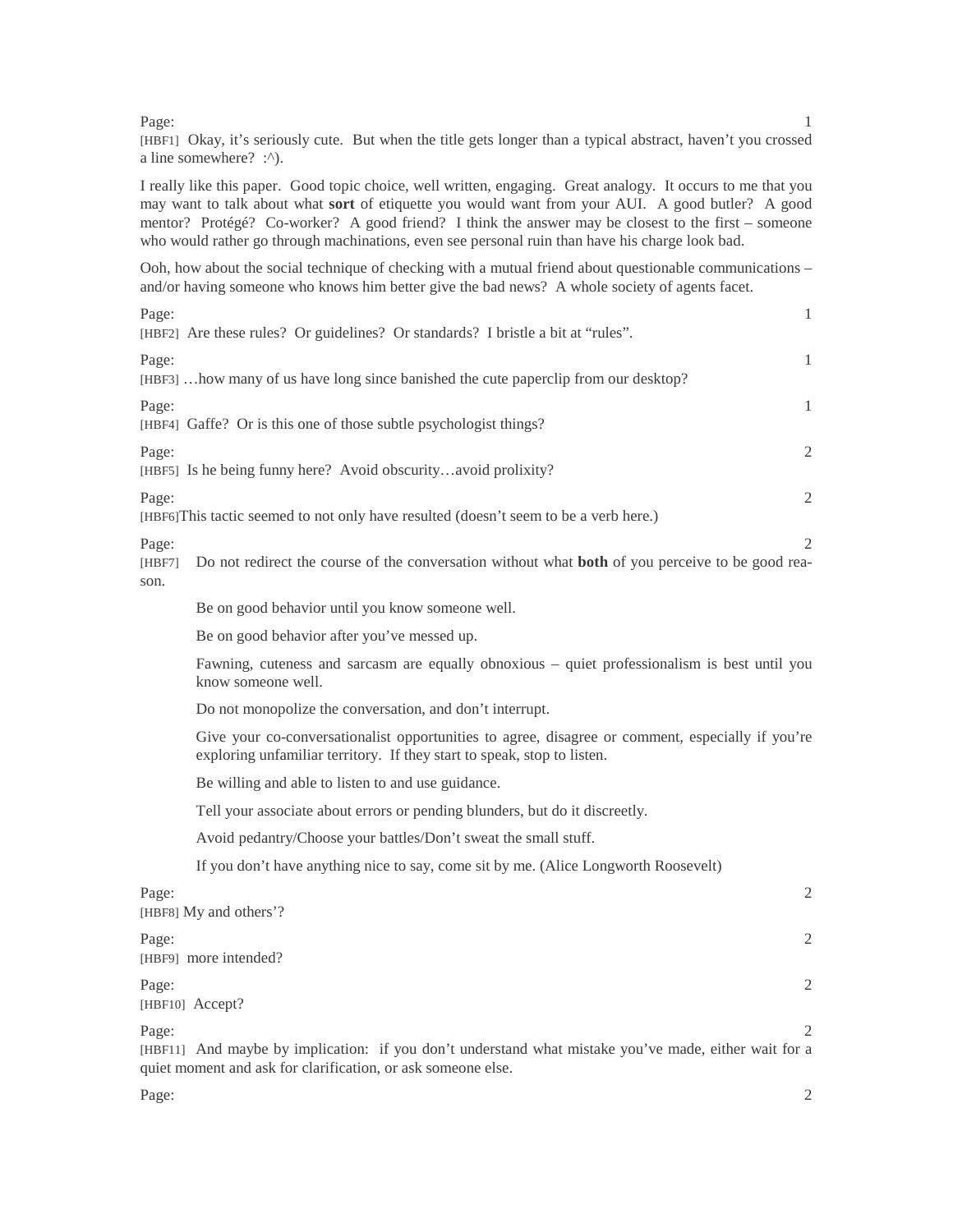Page: 1

[HBF1] Okay, it's seriously cute. But when the title gets longer than a typical abstract, haven't you crossed a line somewhere? :^).

I really like this paper. Good topic choice, well written, engaging. Great analogy. It occurs to me that you may want to talk about what **sort** of etiquette you would want from your AUI. A good butler? A good mentor? Protégé? Co-worker? A good friend? I think the answer may be closest to the first – someone who would rather go through machinations, even see personal ruin than have his charge look bad.

Ooh, how about the social technique of checking with a mutual friend about questionable communications – and/or having someone who knows him better give the bad news? A whole society of agents facet.

Page: 1

[HBF2] Are these rules? Or guidelines? Or standards? I bristle a bit at "rules".

Page: 1

[HBF3] …how many of us have long since banished the cute paperclip from our desktop?

Page: 1

[HBF4] Gaffe? Or is this one of those subtle psychologist things?

Page: 2

[HBF5] Is he being funny here? Avoid obscurity…avoid prolixity?

Page: 2

[HBF6]This tactic seemed to not only have resulted (doesn't seem to be a verb here.)

Page: 2

[HBF7] Do not redirect the course of the conversation without what **both** of you perceive to be good reason.

Be on good behavior until you know someone well.

Be on good behavior after you've messed up.

Fawning, cuteness and sarcasm are equally obnoxious – quiet professionalism is best until you know someone well.

Do not monopolize the conversation, and don't interrupt.

Give your co-conversationalist opportunities to agree, disagree or comment, especially if you're exploring unfamiliar territory. If they start to speak, stop to listen.

Be willing and able to listen to and use guidance.

Tell your associate about errors or pending blunders, but do it discreetly.

Avoid pedantry/Choose your battles/Don't sweat the small stuff.

If you don't have anything nice to say, come sit by me. (Alice Longworth Roosevelt)

Page: 2

[HBF8] My and others'?

Page: 2

[HBF9] more intended?

Page: 2

[HBF10] Accept?

Page: 2

[HBF11] And maybe by implication: if you don't understand what mistake you've made, either wait for a quiet moment and ask for clarification, or ask someone else.

Page: 2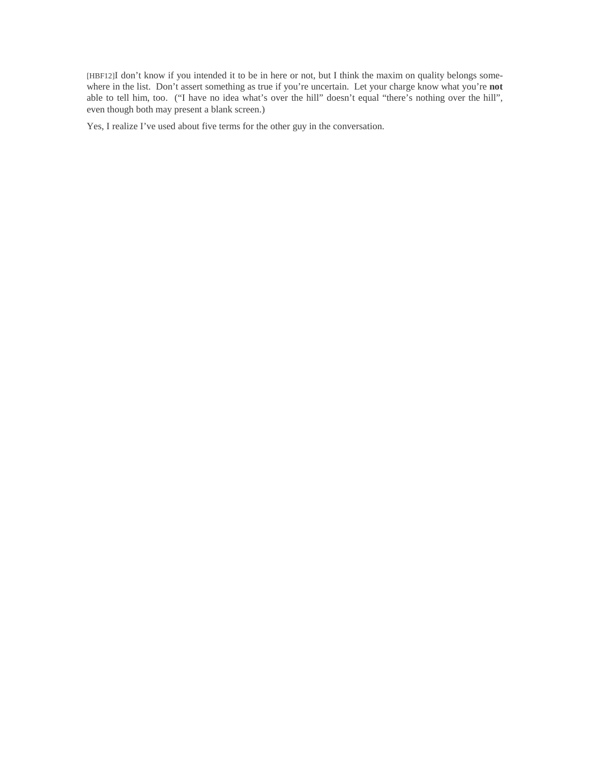[HBF12]I don't know if you intended it to be in here or not, but I think the maxim on quality belongs somewhere in the list. Don't assert something as true if you're uncertain. Let your charge know what you're **not** able to tell him, too. ("I have no idea what's over the hill" doesn't equal "there's nothing over the hill", even though both may present a blank screen.)

Yes, I realize I've used about five terms for the other guy in the conversation.